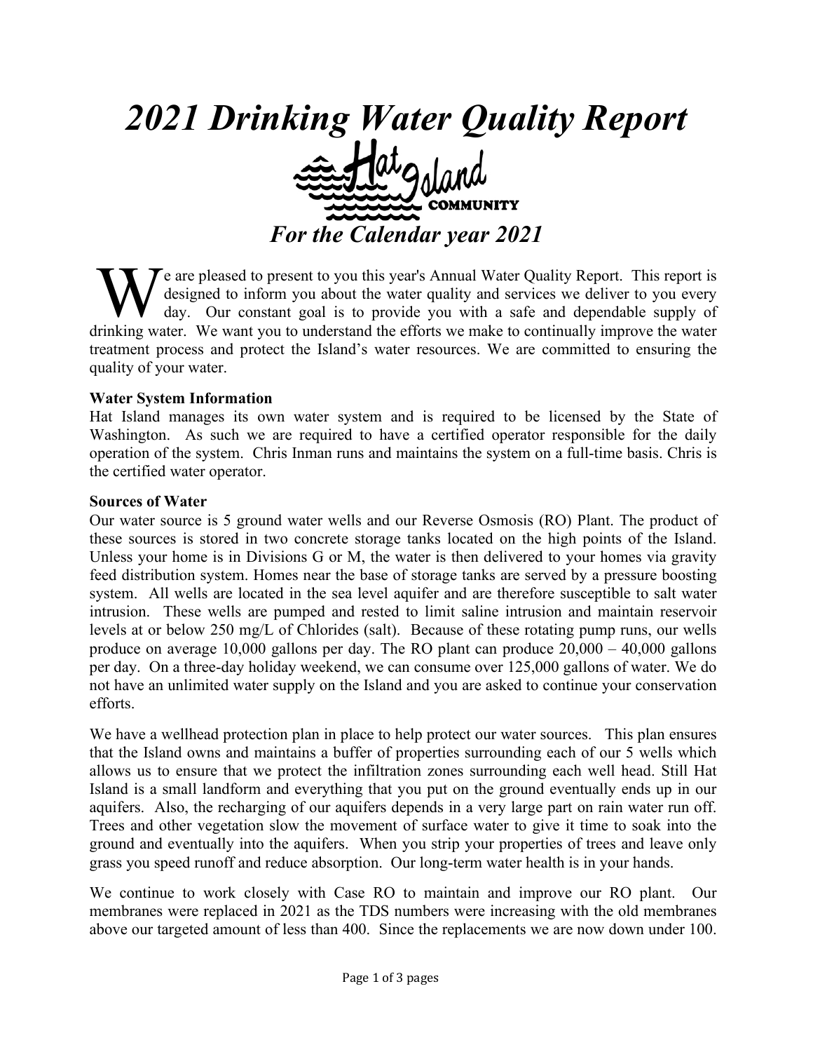# *2021 Drinking Water Quality Report*

Hat Island COMMUNITY

## *For the Calendar year 2021*

We are pleased to present to you this year's Annual Water Quality Report. This report is designed to inform you about the water quality and services we deliver to you every day. Our constant goal is to provide you with a safe and dependable supply of drinking water. We want you to understand the efforts we make to continually improve the water treatment process and protect the Island's water resources. We are committed to ensuring the quality of your water.

**Water System Information**

Hat Island manages its own water system and is required to be licensed by the State of Washington. As such we are required to have a certified operator responsible for the daily operation of the system. Chris Inman runs and maintains the system on a full-time basis. Chris is the certified water operator.

**Sources of Water**

Our water source is 5 ground water wells and our Reverse Osmosis (RO) Plant. The product of these sources is stored in two concrete storage tanks located on the high points of the Island. Unless your home is in Divisions G or M, the water is then delivered to your homes via gravity feed distribution system. Homes near the base of storage tanks are served by a pressure boosting system. All wells are located in the sea level aquifer and are therefore susceptible to salt water intrusion. These wells are pumped and rested to limit saline intrusion and maintain reservoir levels at or below 250 mg/L of Chlorides (salt). Because of these rotating pump runs, our wells produce on average 10,000 gallons per day. The RO plant can produce 20,000 – 40,000 gallons per day. On a three-day holiday weekend, we can consume over 125,000 gallons of water. We do not have an unlimited water supply on the Island and you are asked to continue your conservation efforts.

We have a wellhead protection plan in place to help protect our water sources. This plan ensures that the Island owns and maintains a buffer of properties surrounding each of our 5 wells which allows us to ensure that we protect the infiltration zones surrounding each well head. Still Hat Island is a small landform and everything that you put on the ground eventually ends up in our aquifers. Also, the recharging of our aquifers depends in a very large part on rain water run off. Trees and other vegetation slow the movement of surface water to give it time to soak into the ground and eventually into the aquifers. When you strip your properties of trees and leave only grass you speed runoff and reduce absorption. Our long-term water health is in your hands.

We continue to work closely with Case RO to maintain and improve our RO plant. Our membranes were replaced in 2021 as the TDS numbers were increasing with the old membranes above our targeted amount of less than 400. Since the replacements we are now down under 100.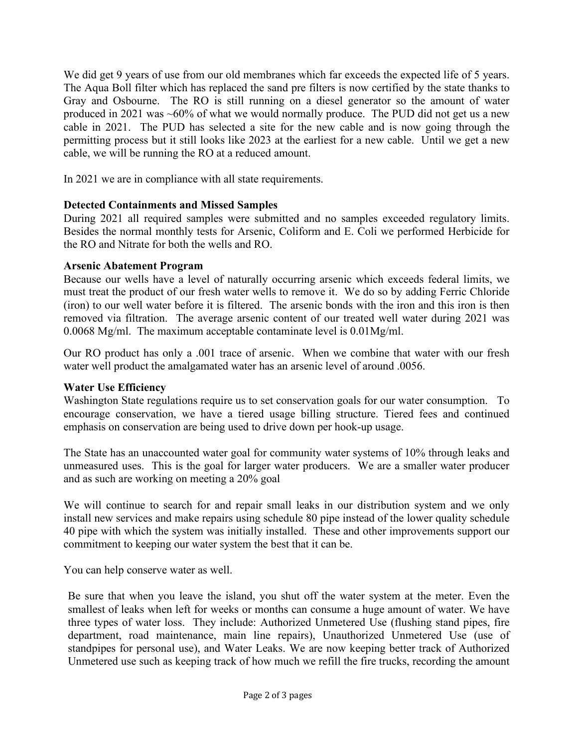We did get 9 years of use from our old membranes which far exceeds the expected life of 5 years. The Aqua Boll filter which has replaced the sand pre filters is now certified by the state thanks to Gray and Osbourne. The RO is still running on a diesel generator so the amount of water produced in 2021 was ~60% of what we would normally produce. The PUD did not get us a new cable in 2021. The PUD has selected a site for the new cable and is now going through the permitting process but it still looks like 2023 at the earliest for a new cable. Until we get a new cable, we will be running the RO at a reduced amount.

In 2021 we are in compliance with all state requirements.

**Detected Containments and Missed Samples**

During 2021 all required samples were submitted and no samples exceeded regulatory limits. Besides the normal monthly tests for Arsenic, Coliform and E. Coli we performed Herbicide for the RO and Nitrate for both the wells and RO.

**Arsenic Abatement Program**

Because our wells have a level of naturally occurring arsenic which exceeds federal limits, we must treat the product of our fresh water wells to remove it. We do so by adding Ferric Chloride (iron) to our well water before it is filtered. The arsenic bonds with the iron and this iron is then removed via filtration. The average arsenic content of our treated well water during 2021 was 0.0068 Mg/ml. The maximum acceptable contaminate level is 0.01Mg/ml.

Our RO product has only a .001 trace of arsenic. When we combine that water with our fresh water well product the amalgamated water has an arsenic level of around .0056.

**Water Use Efficiency**

Washington State regulations require us to set conservation goals for our water consumption. To encourage conservation, we have a tiered usage billing structure. Tiered fees and continued emphasis on conservation are being used to drive down per hook-up usage.

The State has an unaccounted water goal for community water systems of 10% through leaks and unmeasured uses. This is the goal for larger water producers. We are a smaller water producer and as such are working on meeting a 20% goal

We will continue to search for and repair small leaks in our distribution system and we only install new services and make repairs using schedule 80 pipe instead of the lower quality schedule 40 pipe with which the system was initially installed. These and other improvements support our commitment to keeping our water system the best that it can be.

You can help conserve water as well.

Be sure that when you leave the island, you shut off the water system at the meter. Even the smallest of leaks when left for weeks or months can consume a huge amount of water. We have three types of water loss. They include: Authorized Unmetered Use (flushing stand pipes, fire department, road maintenance, main line repairs), Unauthorized Unmetered Use (use of standpipes for personal use), and Water Leaks. We are now keeping better track of Authorized Unmetered use such as keeping track of how much we refill the fire trucks, recording the amount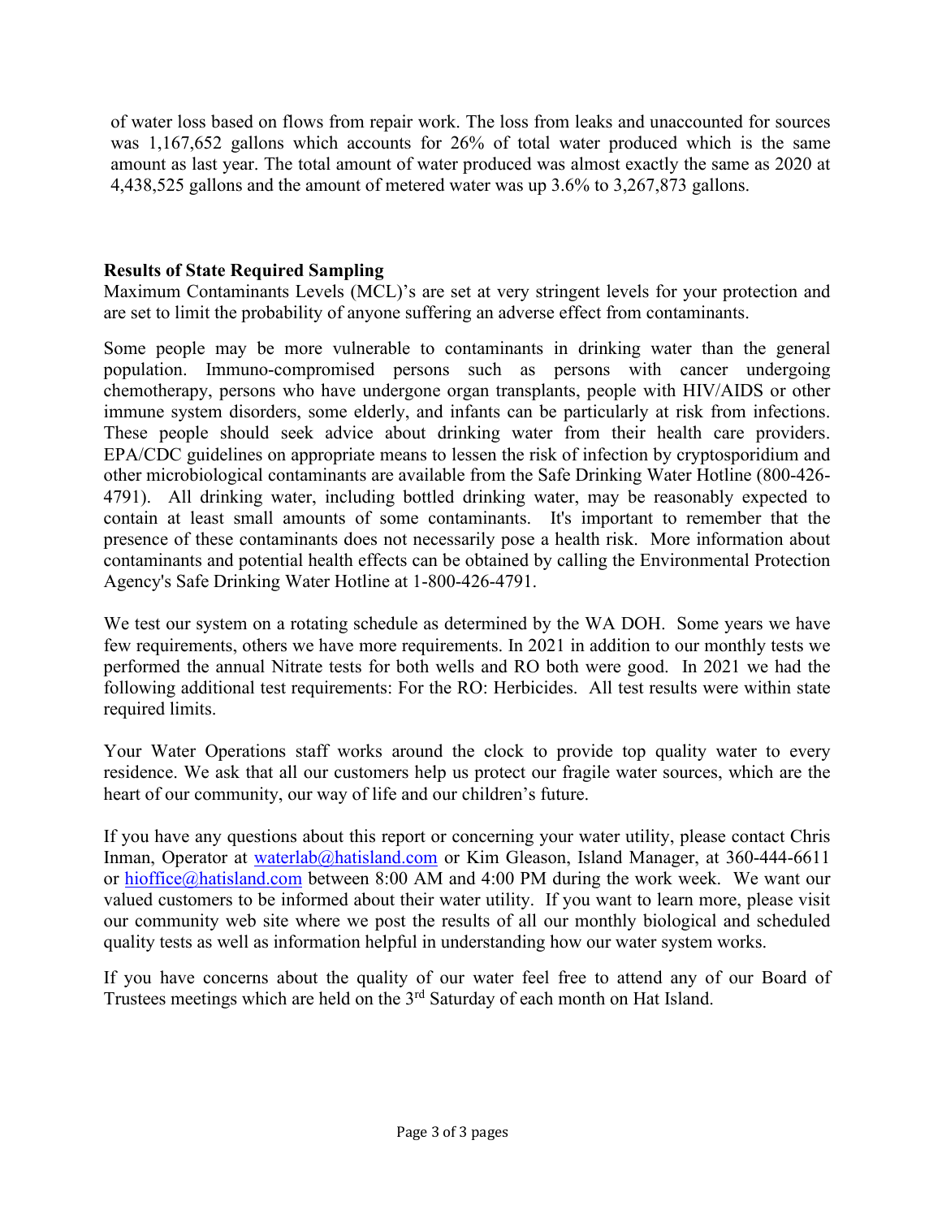of water loss based on flows from repair work. The loss from leaks and unaccounted for sources was 1,167,652 gallons which accounts for 26% of total water produced which is the same amount as last year. The total amount of water produced was almost exactly the same as 2020 at 4,438,525 gallons and the amount of metered water was up 3.6% to 3,267,873 gallons.

**Results of State Required Sampling**

Maximum Contaminants Levels (MCL)'s are set at very stringent levels for your protection and are set to limit the probability of anyone suffering an adverse effect from contaminants.

Some people may be more vulnerable to contaminants in drinking water than the general population. Immuno-compromised persons such as persons with cancer undergoing chemotherapy, persons who have undergone organ transplants, people with HIV/AIDS or other immune system disorders, some elderly, and infants can be particularly at risk from infections. These people should seek advice about drinking water from their health care providers. EPA/CDC guidelines on appropriate means to lessen the risk of infection by cryptosporidium and other microbiological contaminants are available from the Safe Drinking Water Hotline (800-426-4791). All drinking water, including bottled drinking water, may be reasonably expected to contain at least small amounts of some contaminants. It's important to remember that the presence of these contaminants does not necessarily pose a health risk. More information about contaminants and potential health effects can be obtained by calling the Environmental Protection Agency's Safe Drinking Water Hotline at 1-800-426-4791.

We test our system on a rotating schedule as determined by the WA DOH. Some years we have few requirements, others we have more requirements. In 2021 in addition to our monthly tests we performed the annual Nitrate tests for both wells and RO both were good. In 2021 we had the following additional test requirements: For the RO: Herbicides. All test results were within state required limits.

Your Water Operations staff works around the clock to provide top quality water to every residence. We ask that all our customers help us protect our fragile water sources, which are the heart of our community, our way of life and our children's future.

If you have any questions about this report or concerning your water utility, please contact Chris Inman, Operator at waterlab@hatisland.com or Kim Gleason, Island Manager, at 360-444-6611 or hioffice@hatisland.com between 8:00 AM and 4:00 PM during the work week. We want our valued customers to be informed about their water utility. If you want to learn more, please visit our community web site where we post the results of all our monthly biological and scheduled quality tests as well as information helpful in understanding how our water system works.

If you have concerns about the quality of our water feel free to attend any of our Board of Trustees meetings which are held on the 3rd Saturday of each month on Hat Island.